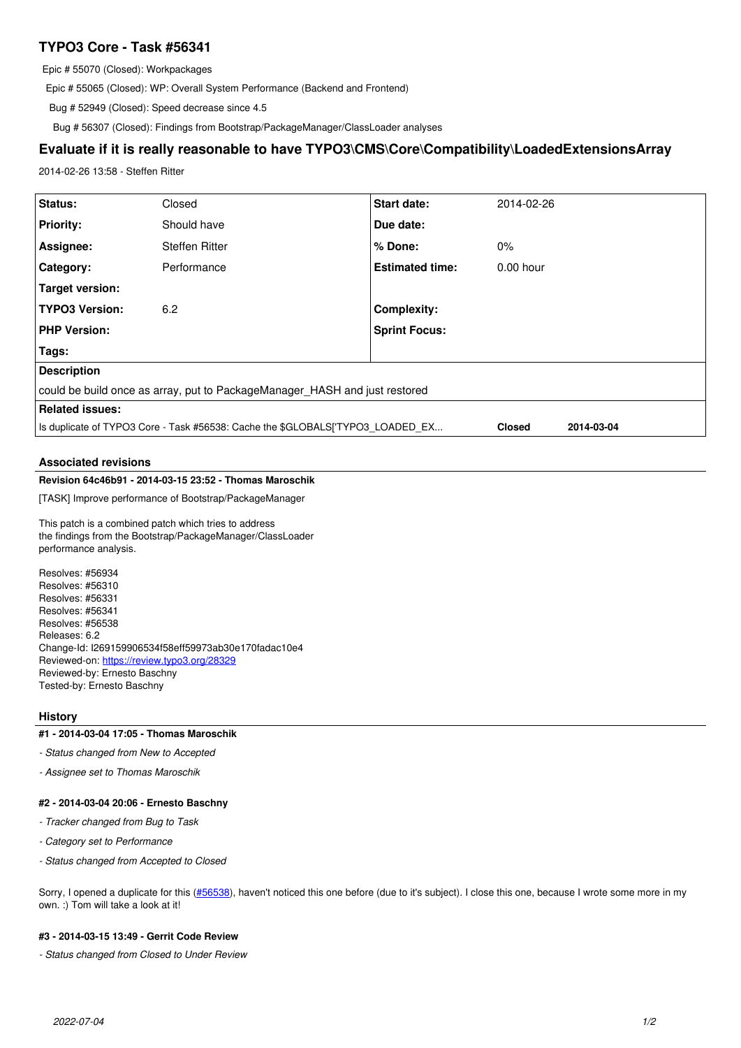# TYPO3 Core - Task #56341

Epic # 55070 (Closed): Workpackages

Epic # 55065 (Closed): WP: Overall System Performance (Backend and Frontend)

Bug # 52949 (Closed): Speed decrease since 4.5

Bug # 56307 (Closed): Findings from Bootstrap/PackageManager/ClassLoader analyses

## Evaluate if it is really reasonable to have TYPO3\CMS\Core\Compatibility\LoadedExtensionsArray

2014-02-26 13:58 - Steffen Ritter

| **Status:** | Closed | **Start date:** | 2014-02-26 |
|---|---|---|---|
| **Priority:** | Should have | **Due date:** | |
| **Assignee:** | Steffen Ritter | **% Done:** | 0% |
| **Category:** | Performance | **Estimated time:** | 0.00 hour |
| **Target version:** | | | |
| **TYPO3 Version:** | 6.2 | **Complexity:** | |
| **PHP Version:** | | **Sprint Focus:** | |
| **Tags:** | | | |

**Description**

could be build once as array, put to PackageManager_HASH and just restored

**Related issues:**

| Is duplicate of TYPO3 Core - Task #56538: Cache the $GLOBALS['TYPO3_LOADED_EX... | Closed | 2014-03-04 |
|---|---|---|

### Associated revisions

**Revision 64c46b91 - 2014-03-15 23:52 - Thomas Maroschik**

[TASK] Improve performance of Bootstrap/PackageManager

This patch is a combined patch which tries to address
the findings from the Bootstrap/PackageManager/ClassLoader
performance analysis.

Resolves: #56934
Resolves: #56310
Resolves: #56331
Resolves: #56341
Resolves: #56538
Releases: 6.2
Change-Id: I269159906534f58eff59973ab30e170fadac10e4
Reviewed-on: https://review.typo3.org/28329
Reviewed-by: Ernesto Baschny
Tested-by: Ernesto Baschny

### History

**#1 - 2014-03-04 17:05 - Thomas Maroschik**

- *Status changed from New to Accepted*

- *Assignee set to Thomas Maroschik*

**#2 - 2014-03-04 20:06 - Ernesto Baschny**

- *Tracker changed from Bug to Task*

- *Category set to Performance*

- *Status changed from Accepted to Closed*

Sorry, I opened a duplicate for this (#56538), haven't noticed this one before (due to it's subject). I close this one, because I wrote some more in my own. :) Tom will take a look at it!

**#3 - 2014-03-15 13:49 - Gerrit Code Review**

- *Status changed from Closed to Under Review*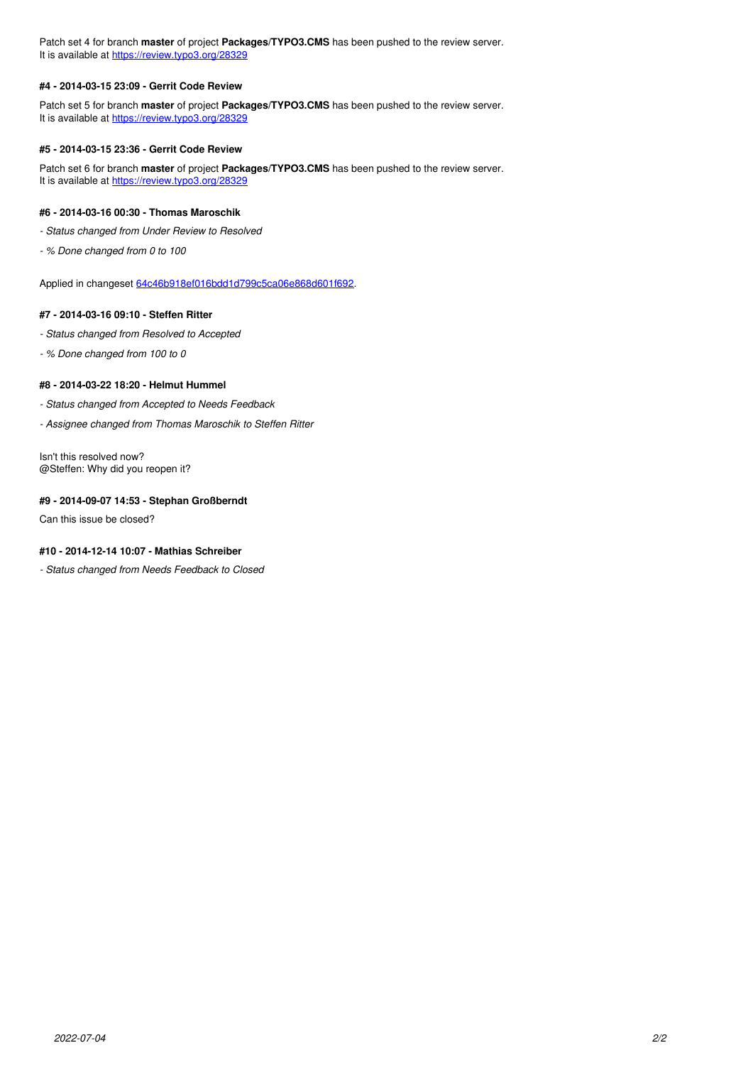Patch set 4 for branch **master** of project **Packages/TYPO3.CMS** has been pushed to the review server.
It is available at https://review.typo3.org/28329

#### #4 - 2014-03-15 23:09 - Gerrit Code Review

Patch set 5 for branch **master** of project **Packages/TYPO3.CMS** has been pushed to the review server.
It is available at https://review.typo3.org/28329

#### #5 - 2014-03-15 23:36 - Gerrit Code Review

Patch set 6 for branch **master** of project **Packages/TYPO3.CMS** has been pushed to the review server.
It is available at https://review.typo3.org/28329

#### #6 - 2014-03-16 00:30 - Thomas Maroschik

*- Status changed from Under Review to Resolved*

*- % Done changed from 0 to 100*

Applied in changeset 64c46b918ef016bdd1d799c5ca06e868d601f692.

#### #7 - 2014-03-16 09:10 - Steffen Ritter

*- Status changed from Resolved to Accepted*

*- % Done changed from 100 to 0*

#### #8 - 2014-03-22 18:20 - Helmut Hummel

*- Status changed from Accepted to Needs Feedback*

*- Assignee changed from Thomas Maroschik to Steffen Ritter*

Isn't this resolved now?
@Steffen: Why did you reopen it?

#### #9 - 2014-09-07 14:53 - Stephan Großberndt

Can this issue be closed?

#### #10 - 2014-12-14 10:07 - Mathias Schreiber

*- Status changed from Needs Feedback to Closed*